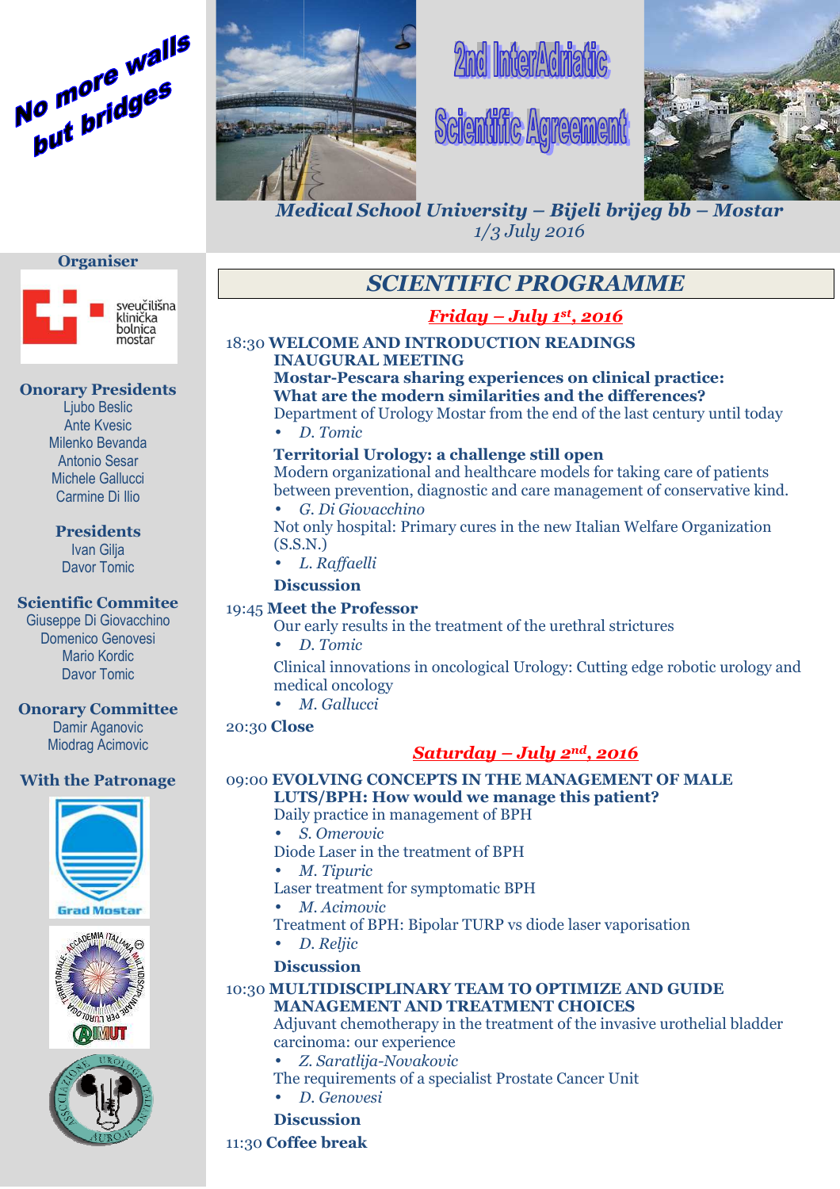No more walls but bridges

# 2nd InterAdriatic Scientific Agreement

***Medical School University – Bijeli brijeg bb – Mostar***
*1/3 July 2016*

**Organiser**

sveučilišna klinička bolnica mostar

**Onorary Presidents**
Ljubo Beslic
Ante Kvesic
Milenko Bevanda
Antonio Sesar
Michele Gallucci
Carmine Di Ilio

**Presidents**
Ivan Gilja
Davor Tomic

**Scientific Commitee**
Giuseppe Di Giovacchino
Domenico Genovesi
Mario Kordic
Davor Tomic

**Onorary Committee**
Damir Aganovic
Miodrag Acimovic

**With the Patronage**

Grad Mostar

AIMUT

AUROIT

## SCIENTIFIC PROGRAMME

### *Friday – July 1st, 2016*

18:30 **WELCOME AND INTRODUCTION READINGS**

**INAUGURAL MEETING**

**Mostar-Pescara sharing experiences on clinical practice: What are the modern similarities and the differences?**

Department of Urology Mostar from the end of the last century until today
- *D. Tomic*

**Territorial Urology: a challenge still open**

Modern organizational and healthcare models for taking care of patients between prevention, diagnostic and care management of conservative kind.
- *G. Di Giovacchino*

Not only hospital: Primary cures in the new Italian Welfare Organization (S.S.N.)
- *L. Raffaelli*

**Discussion**

19:45 **Meet the Professor**

Our early results in the treatment of the urethral strictures
- *D. Tomic*

Clinical innovations in oncological Urology: Cutting edge robotic urology and medical oncology
- *M. Gallucci*

20:30 **Close**

### *Saturday – July 2nd, 2016*

09:00 **EVOLVING CONCEPTS IN THE MANAGEMENT OF MALE LUTS/BPH: How would we manage this patient?**

Daily practice in management of BPH
- *S. Omerovic*

Diode Laser in the treatment of BPH
- *M. Tipuric*

Laser treatment for symptomatic BPH
- *M. Acimovic*

Treatment of BPH: Bipolar TURP vs diode laser vaporisation
- *D. Reljic*

**Discussion**

10:30 **MULTIDISCIPLINARY TEAM TO OPTIMIZE AND GUIDE MANAGEMENT AND TREATMENT CHOICES**

Adjuvant chemotherapy in the treatment of the invasive urothelial bladder carcinoma: our experience
- *Z. Saratlija-Novakovic*

The requirements of a specialist Prostate Cancer Unit
- *D. Genovesi*

**Discussion**

11:30 **Coffee break**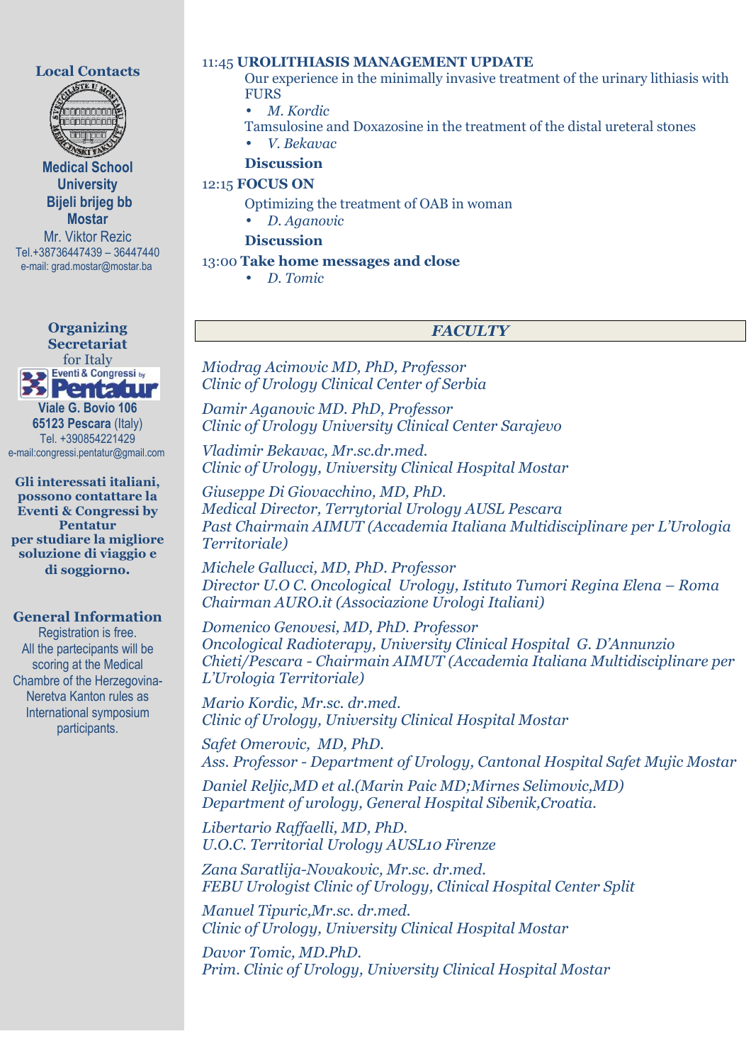11:45 **UROLITHIASIS MANAGEMENT UPDATE**

Our experience in the minimally invasive treatment of the urinary lithiasis with FURS

- *M. Kordic*

Tamsulosine and Doxazosine in the treatment of the distal ureteral stones

- *V. Bekavac*

**Discussion**

12:15 **FOCUS ON**

Optimizing the treatment of OAB in woman

- *D. Aganovic*

**Discussion**

13:00 **Take home messages and close**

- *D. Tomic*

## *FACULTY*

*Miodrag Acimovic MD, PhD, Professor*
*Clinic of Urology Clinical Center of Serbia*

*Damir Aganovic MD. PhD, Professor*
*Clinic of Urology University Clinical Center Sarajevo*

*Vladimir Bekavac, Mr.sc.dr.med.*
*Clinic of Urology, University Clinical Hospital Mostar*

*Giuseppe Di Giovacchino, MD, PhD.*
*Medical Director, Terrytorial Urology AUSL Pescara*
*Past Chairmain AIMUT (Accademia Italiana Multidisciplinare per L'Urologia Territoriale)*

*Michele Gallucci, MD, PhD. Professor*
*Director U.O C. Oncological Urology, Istituto Tumori Regina Elena – Roma*
*Chairman AURO.it (Associazione Urologi Italiani)*

*Domenico Genovesi, MD, PhD. Professor*
*Oncological Radioterapy, University Clinical Hospital G. D'Annunzio Chieti/Pescara - Chairmain AIMUT (Accademia Italiana Multidisciplinare per L'Urologia Territoriale)*

*Mario Kordic, Mr.sc. dr.med.*
*Clinic of Urology, University Clinical Hospital Mostar*

*Safet Omerovic, MD, PhD.*
*Ass. Professor - Department of Urology, Cantonal Hospital Safet Mujic Mostar*

*Daniel Reljic,MD et al.(Marin Paic MD;Mirnes Selimovic,MD)*
*Department of urology, General Hospital Sibenik,Croatia.*

*Libertario Raffaelli, MD, PhD.*
*U.O.C. Territorial Urology AUSL10 Firenze*

*Zana Saratlija-Novakovic, Mr.sc. dr.med.*
*FEBU Urologist Clinic of Urology, Clinical Hospital Center Split*

*Manuel Tipuric,Mr.sc. dr.med.*
*Clinic of Urology, University Clinical Hospital Mostar*

*Davor Tomic, MD.PhD.*
*Prim. Clinic of Urology, University Clinical Hospital Mostar*

**Local Contacts**

**Medical School University Bijeli brijeg bb Mostar**
Mr. Viktor Rezic
Tel.+38736447439 – 36447440
e-mail: grad.mostar@mostar.ba

**Organizing Secretariat**
for Italy
Eventi & Congressi by Pentatur
**Viale G. Bovio 106**
**65123 Pescara** (Italy)
Tel. +390854221429
e-mail:congressi.pentatur@gmail.com

**Gli interessati italiani, possono contattare la Eventi & Congressi by Pentatur per studiare la migliore soluzione di viaggio e di soggiorno.**

**General Information**

Registration is free.
All the partecipants will be scoring at the Medical Chambre of the Herzegovina-Neretva Kanton rules as International symposium participants.